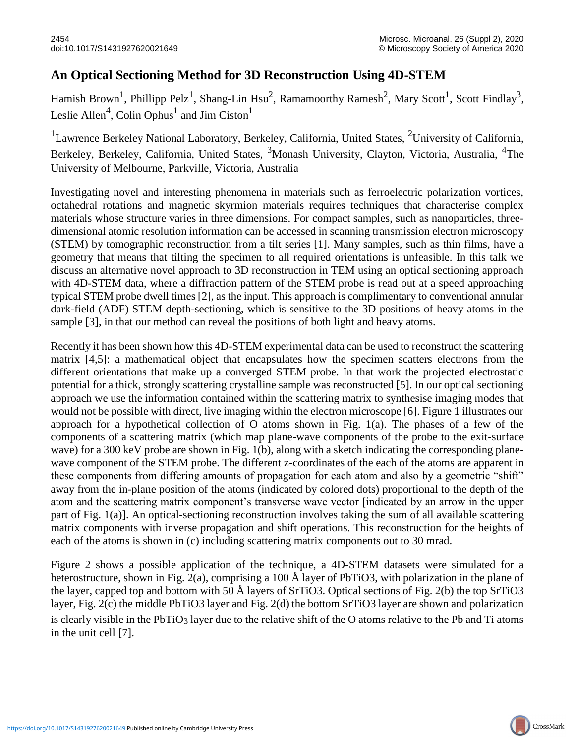# An Optical Sectioning Method for 3D Reconstruction Using 4D-STEM

Hamish Brown[1], Phillipp Pelz[1], Shang-Lin Hsu[2], Ramamoorthy Ramesh[2], Mary Scott[1], Scott Findlay[3], Leslie Allen[4], Colin Ophus[1] and Jim Ciston[1]

[1]Lawrence Berkeley National Laboratory, Berkeley, California, United States, [2]University of California, Berkeley, Berkeley, California, United States, [3]Monash University, Clayton, Victoria, Australia, [4]The University of Melbourne, Parkville, Victoria, Australia

Investigating novel and interesting phenomena in materials such as ferroelectric polarization vortices, octahedral rotations and magnetic skyrmion materials requires techniques that characterise complex materials whose structure varies in three dimensions. For compact samples, such as nanoparticles, three-dimensional atomic resolution information can be accessed in scanning transmission electron microscopy (STEM) by tomographic reconstruction from a tilt series [1]. Many samples, such as thin films, have a geometry that means that tilting the specimen to all required orientations is unfeasible. In this talk we discuss an alternative novel approach to 3D reconstruction in TEM using an optical sectioning approach with 4D-STEM data, where a diffraction pattern of the STEM probe is read out at a speed approaching typical STEM probe dwell times [2], as the input. This approach is complimentary to conventional annular dark-field (ADF) STEM depth-sectioning, which is sensitive to the 3D positions of heavy atoms in the sample [3], in that our method can reveal the positions of both light and heavy atoms.

Recently it has been shown how this 4D-STEM experimental data can be used to reconstruct the scattering matrix [4,5]: a mathematical object that encapsulates how the specimen scatters electrons from the different orientations that make up a converged STEM probe. In that work the projected electrostatic potential for a thick, strongly scattering crystalline sample was reconstructed [5]. In our optical sectioning approach we use the information contained within the scattering matrix to synthesise imaging modes that would not be possible with direct, live imaging within the electron microscope [6]. Figure 1 illustrates our approach for a hypothetical collection of O atoms shown in Fig. 1(a). The phases of a few of the components of a scattering matrix (which map plane-wave components of the probe to the exit-surface wave) for a 300 keV probe are shown in Fig. 1(b), along with a sketch indicating the corresponding plane-wave component of the STEM probe. The different z-coordinates of the each of the atoms are apparent in these components from differing amounts of propagation for each atom and also by a geometric "shift" away from the in-plane position of the atoms (indicated by colored dots) proportional to the depth of the atom and the scattering matrix component's transverse wave vector [indicated by an arrow in the upper part of Fig. 1(a)]. An optical-sectioning reconstruction involves taking the sum of all available scattering matrix components with inverse propagation and shift operations. This reconstruction for the heights of each of the atoms is shown in (c) including scattering matrix components out to 30 mrad.

Figure 2 shows a possible application of the technique, a 4D-STEM datasets were simulated for a heterostructure, shown in Fig. 2(a), comprising a 100 Å layer of $PbTiO3$, with polarization in the plane of the layer, capped top and bottom with 50 Å layers of $SrTiO3$. Optical sections of Fig. 2(b) the top $SrTiO3$ layer, Fig. 2(c) the middle $PbTiO3$ layer and Fig. 2(d) the bottom $SrTiO3$ layer are shown and polarization is clearly visible in the $PbTiO_3$ layer due to the relative shift of the O atoms relative to the Pb and Ti atoms in the unit cell [7].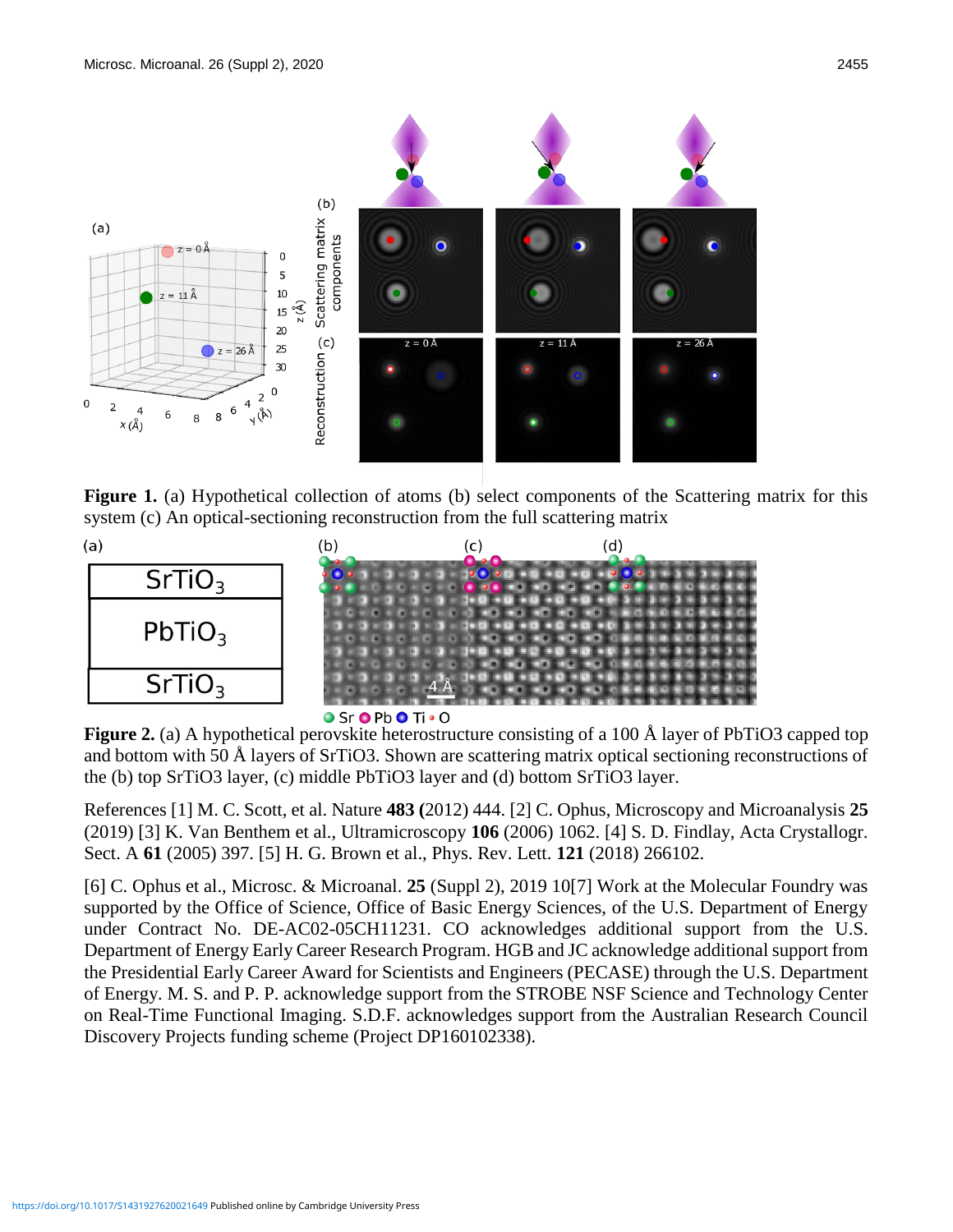**Figure 1.** (a) Hypothetical collection of atoms (b) select components of the Scattering matrix for this system (c) An optical-sectioning reconstruction from the full scattering matrix

**Figure 2.** (a) A hypothetical perovskite heterostructure consisting of a 100 Å layer of PbTiO3 capped top and bottom with 50 Å layers of SrTiO3. Shown are scattering matrix optical sectioning reconstructions of the (b) top SrTiO3 layer, (c) middle PbTiO3 layer and (d) bottom SrTiO3 layer.

References [1] M. C. Scott, et al. Nature **483 (**2012) 444. [2] C. Ophus, Microscopy and Microanalysis **25** (2019) [3] K. Van Benthem et al., Ultramicroscopy **106** (2006) 1062. [4] S. D. Findlay, Acta Crystallogr. Sect. A **61** (2005) 397. [5] H. G. Brown et al., Phys. Rev. Lett. **121** (2018) 266102.

[6] C. Ophus et al., Microsc. & Microanal. **25** (Suppl 2), 2019 10[7] Work at the Molecular Foundry was supported by the Office of Science, Office of Basic Energy Sciences, of the U.S. Department of Energy under Contract No. DE-AC02-05CH11231. CO acknowledges additional support from the U.S. Department of Energy Early Career Research Program. HGB and JC acknowledge additional support from the Presidential Early Career Award for Scientists and Engineers (PECASE) through the U.S. Department of Energy. M. S. and P. P. acknowledge support from the STROBE NSF Science and Technology Center on Real-Time Functional Imaging. S.D.F. acknowledges support from the Australian Research Council Discovery Projects funding scheme (Project DP160102338).